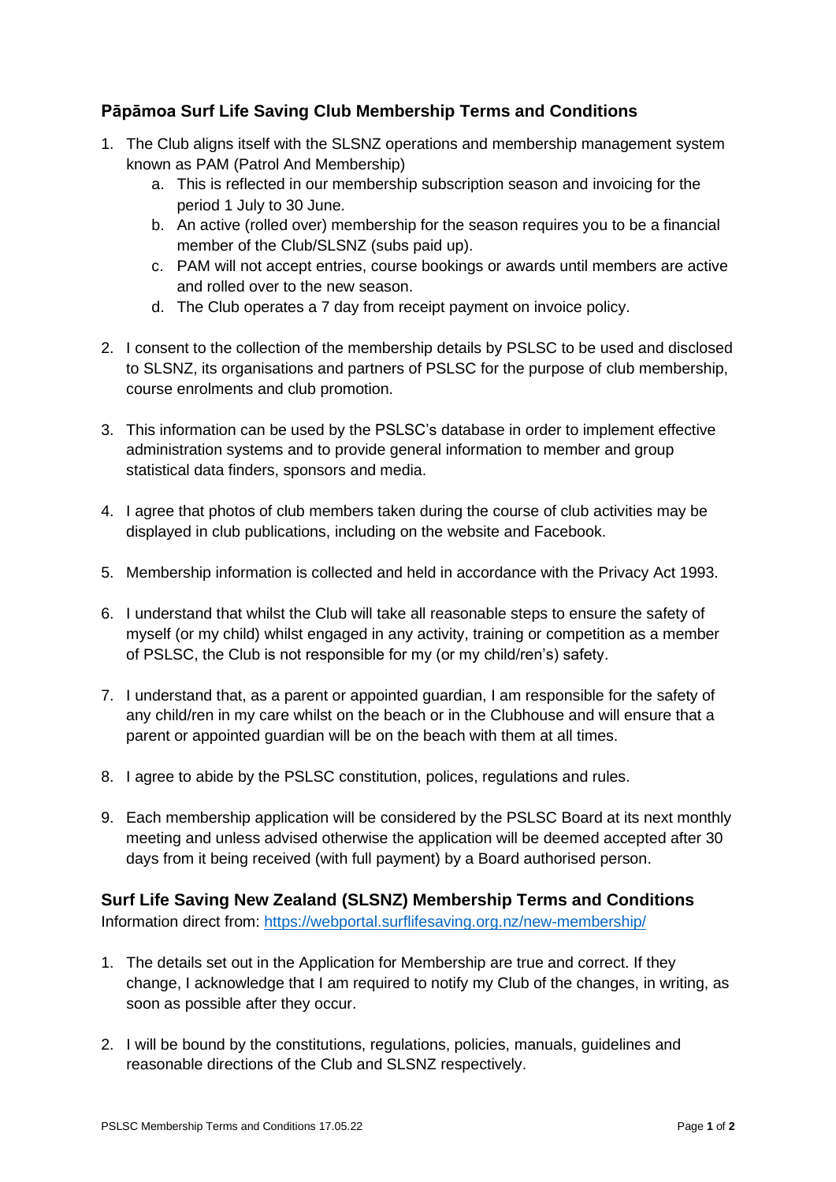## Pāpāmoa Surf Life Saving Club Membership Terms and Conditions

1. The Club aligns itself with the SLSNZ operations and membership management system known as PAM (Patrol And Membership)
   a. This is reflected in our membership subscription season and invoicing for the period 1 July to 30 June.
   b. An active (rolled over) membership for the season requires you to be a financial member of the Club/SLSNZ (subs paid up).
   c. PAM will not accept entries, course bookings or awards until members are active and rolled over to the new season.
   d. The Club operates a 7 day from receipt payment on invoice policy.

2. I consent to the collection of the membership details by PSLSC to be used and disclosed to SLSNZ, its organisations and partners of PSLSC for the purpose of club membership, course enrolments and club promotion.

3. This information can be used by the PSLSC's database in order to implement effective administration systems and to provide general information to member and group statistical data finders, sponsors and media.

4. I agree that photos of club members taken during the course of club activities may be displayed in club publications, including on the website and Facebook.

5. Membership information is collected and held in accordance with the Privacy Act 1993.

6. I understand that whilst the Club will take all reasonable steps to ensure the safety of myself (or my child) whilst engaged in any activity, training or competition as a member of PSLSC, the Club is not responsible for my (or my child/ren's) safety.

7. I understand that, as a parent or appointed guardian, I am responsible for the safety of any child/ren in my care whilst on the beach or in the Clubhouse and will ensure that a parent or appointed guardian will be on the beach with them at all times.

8. I agree to abide by the PSLSC constitution, polices, regulations and rules.

9. Each membership application will be considered by the PSLSC Board at its next monthly meeting and unless advised otherwise the application will be deemed accepted after 30 days from it being received (with full payment) by a Board authorised person.

## Surf Life Saving New Zealand (SLSNZ) Membership Terms and Conditions

Information direct from: https://webportal.surflifesaving.org.nz/new-membership/

1. The details set out in the Application for Membership are true and correct. If they change, I acknowledge that I am required to notify my Club of the changes, in writing, as soon as possible after they occur.

2. I will be bound by the constitutions, regulations, policies, manuals, guidelines and reasonable directions of the Club and SLSNZ respectively.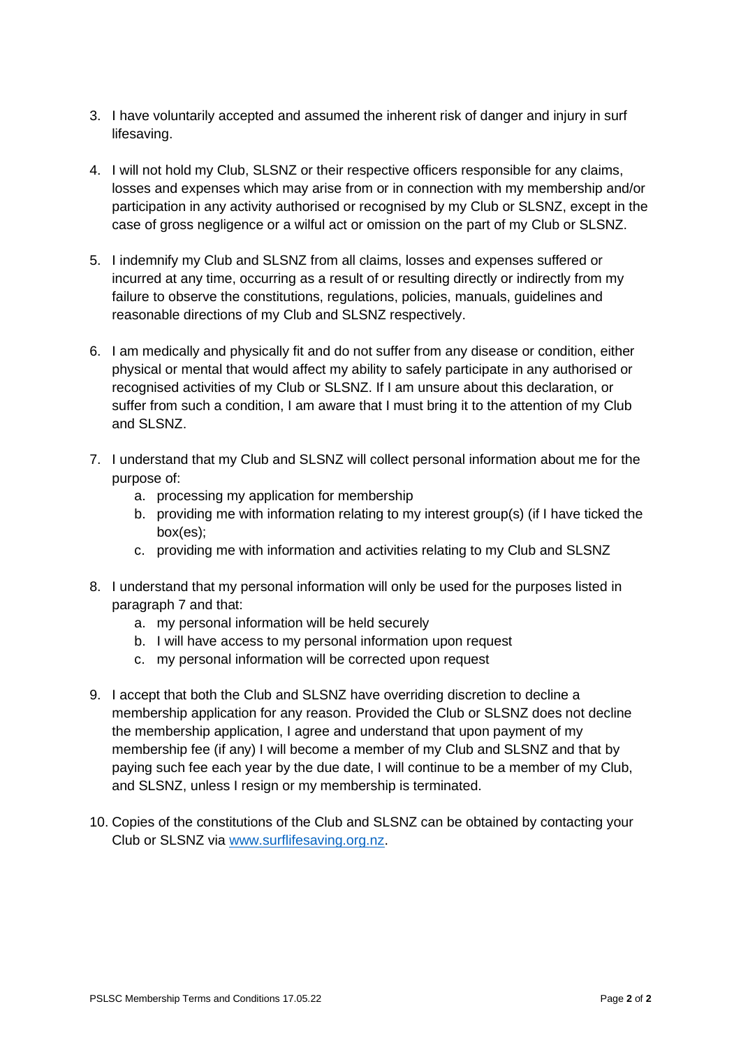3. I have voluntarily accepted and assumed the inherent risk of danger and injury in surf lifesaving.

4. I will not hold my Club, SLSNZ or their respective officers responsible for any claims, losses and expenses which may arise from or in connection with my membership and/or participation in any activity authorised or recognised by my Club or SLSNZ, except in the case of gross negligence or a wilful act or omission on the part of my Club or SLSNZ.

5. I indemnify my Club and SLSNZ from all claims, losses and expenses suffered or incurred at any time, occurring as a result of or resulting directly or indirectly from my failure to observe the constitutions, regulations, policies, manuals, guidelines and reasonable directions of my Club and SLSNZ respectively.

6. I am medically and physically fit and do not suffer from any disease or condition, either physical or mental that would affect my ability to safely participate in any authorised or recognised activities of my Club or SLSNZ. If I am unsure about this declaration, or suffer from such a condition, I am aware that I must bring it to the attention of my Club and SLSNZ.

7. I understand that my Club and SLSNZ will collect personal information about me for the purpose of:
   a. processing my application for membership
   b. providing me with information relating to my interest group(s) (if I have ticked the box(es);
   c. providing me with information and activities relating to my Club and SLSNZ

8. I understand that my personal information will only be used for the purposes listed in paragraph 7 and that:
   a. my personal information will be held securely
   b. I will have access to my personal information upon request
   c. my personal information will be corrected upon request

9. I accept that both the Club and SLSNZ have overriding discretion to decline a membership application for any reason. Provided the Club or SLSNZ does not decline the membership application, I agree and understand that upon payment of my membership fee (if any) I will become a member of my Club and SLSNZ and that by paying such fee each year by the due date, I will continue to be a member of my Club, and SLSNZ, unless I resign or my membership is terminated.

10. Copies of the constitutions of the Club and SLSNZ can be obtained by contacting your Club or SLSNZ via [www.surflifesaving.org.nz](http://www.surflifesaving.org.nz).